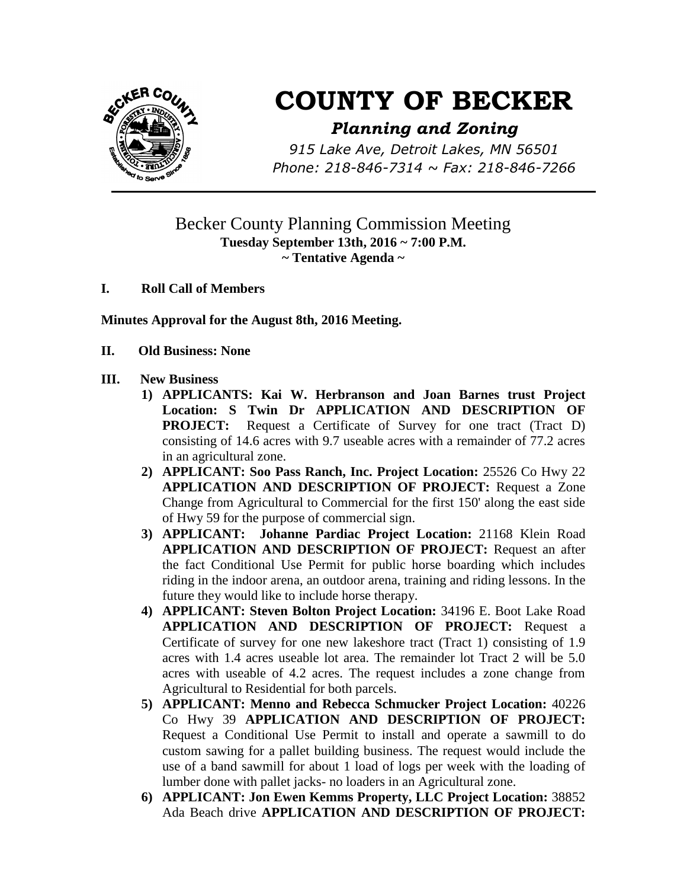# COUNTY OF BECKER

***Planning and Zoning***

*915 Lake Ave, Detroit Lakes, MN 56501*
*Phone: 218-846-7314 ~ Fax: 218-846-7266*

---

## Becker County Planning Commission Meeting

**Tuesday September 13th, 2016 ~ 7:00 P.M.**
**~ Tentative Agenda ~**

**I. Roll Call of Members**

**Minutes Approval for the August 8th, 2016 Meeting.**

**II. Old Business: None**

**III. New Business**

1) **APPLICANTS: Kai W. Herbranson and Joan Barnes trust Project Location: S Twin Dr APPLICATION AND DESCRIPTION OF PROJECT:** Request a Certificate of Survey for one tract (Tract D) consisting of 14.6 acres with 9.7 useable acres with a remainder of 77.2 acres in an agricultural zone.
2) **APPLICANT: Soo Pass Ranch, Inc. Project Location:** 25526 Co Hwy 22 **APPLICATION AND DESCRIPTION OF PROJECT:** Request a Zone Change from Agricultural to Commercial for the first 150' along the east side of Hwy 59 for the purpose of commercial sign.
3) **APPLICANT: Johanne Pardiac Project Location:** 21168 Klein Road **APPLICATION AND DESCRIPTION OF PROJECT:** Request an after the fact Conditional Use Permit for public horse boarding which includes riding in the indoor arena, an outdoor arena, training and riding lessons. In the future they would like to include horse therapy.
4) **APPLICANT: Steven Bolton Project Location:** 34196 E. Boot Lake Road **APPLICATION AND DESCRIPTION OF PROJECT:** Request a Certificate of survey for one new lakeshore tract (Tract 1) consisting of 1.9 acres with 1.4 acres useable lot area. The remainder lot Tract 2 will be 5.0 acres with useable of 4.2 acres. The request includes a zone change from Agricultural to Residential for both parcels.
5) **APPLICANT: Menno and Rebecca Schmucker Project Location:** 40226 Co Hwy 39 **APPLICATION AND DESCRIPTION OF PROJECT:** Request a Conditional Use Permit to install and operate a sawmill to do custom sawing for a pallet building business. The request would include the use of a band sawmill for about 1 load of logs per week with the loading of lumber done with pallet jacks- no loaders in an Agricultural zone.
6) **APPLICANT: Jon Ewen Kemms Property, LLC Project Location:** 38852 Ada Beach drive **APPLICATION AND DESCRIPTION OF PROJECT:**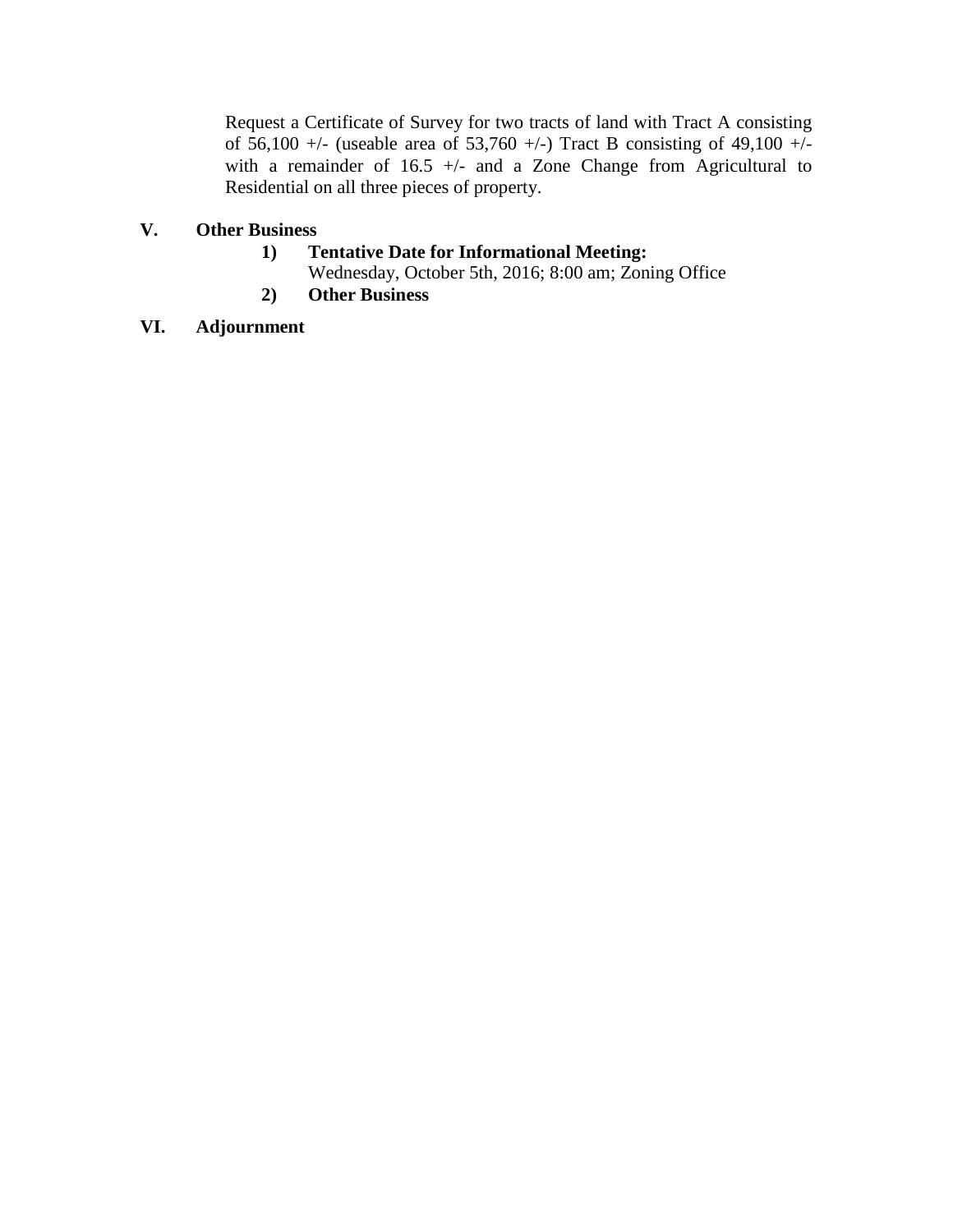Request a Certificate of Survey for two tracts of land with Tract A consisting of 56,100 +/- (useable area of 53,760 +/-) Tract B consisting of 49,100 +/- with a remainder of 16.5 +/- and a Zone Change from Agricultural to Residential on all three pieces of property.

**V. Other Business**

1) **Tentative Date for Informational Meeting:**
   Wednesday, October 5th, 2016; 8:00 am; Zoning Office
2) **Other Business**

**VI. Adjournment**